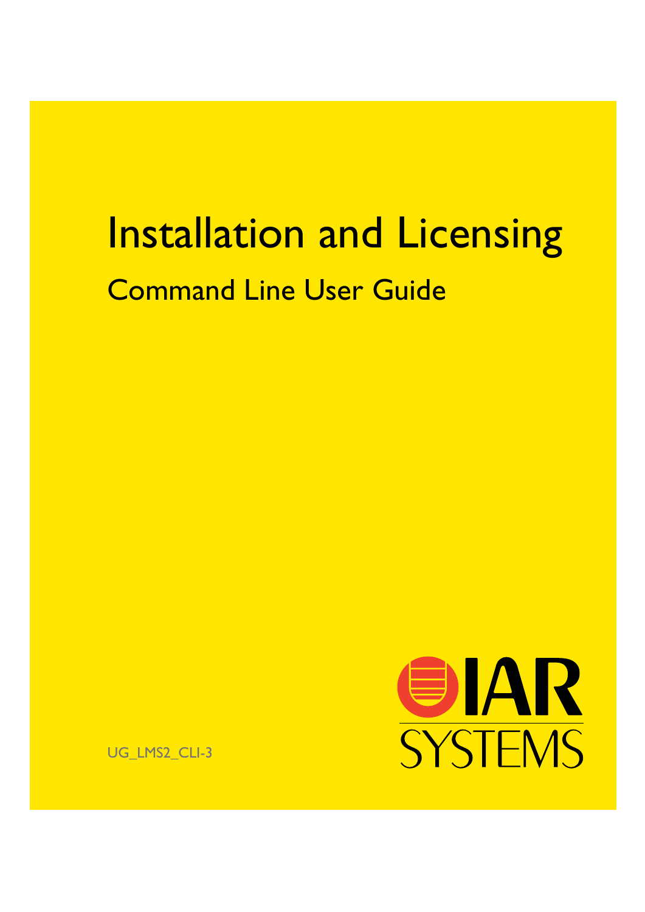# Installation and Licensing

## Command Line User Guide

UG_LMS2_CLI-3

IAR SYSTEMS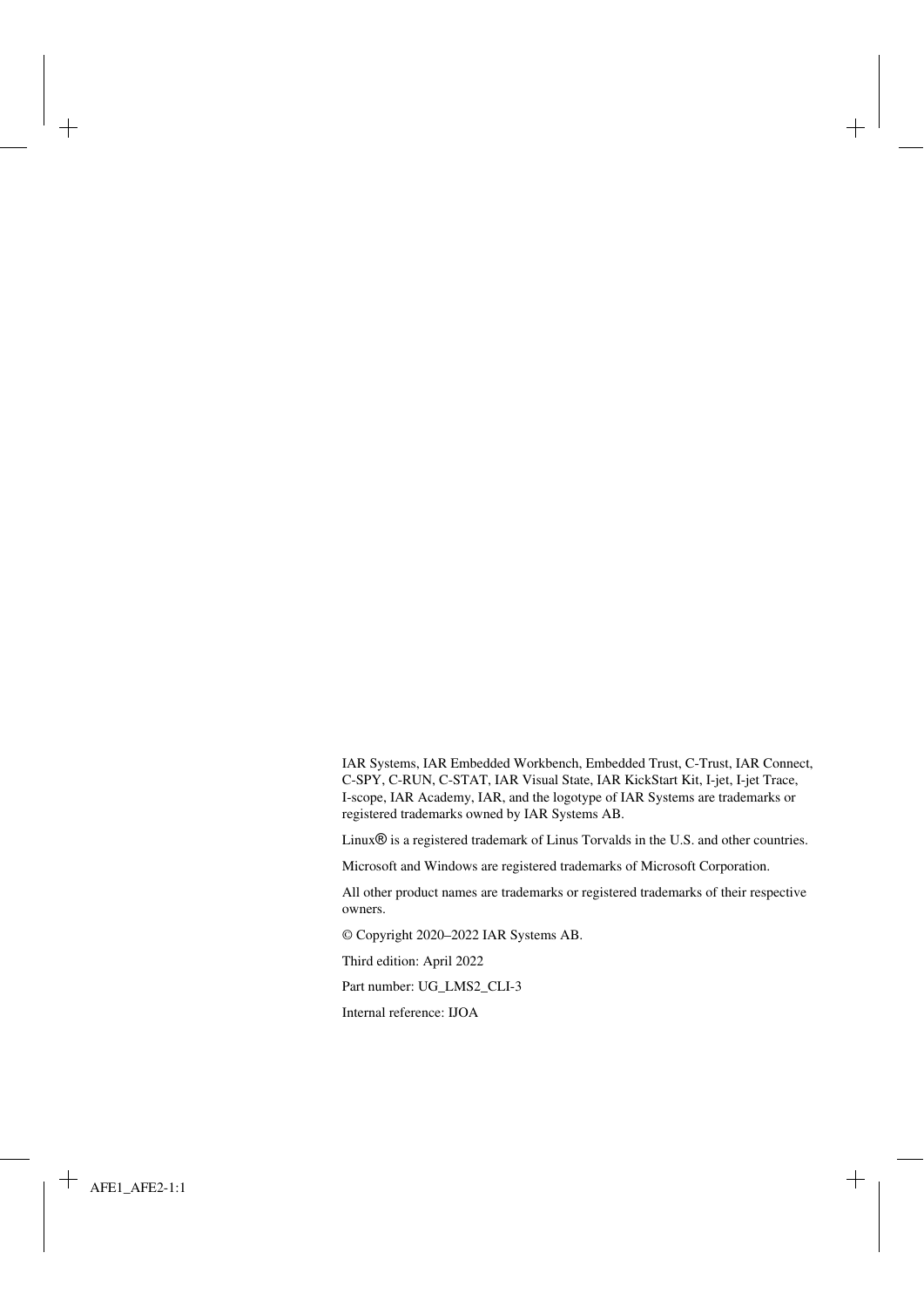IAR Systems, IAR Embedded Workbench, Embedded Trust, C-Trust, IAR Connect, C-SPY, C-RUN, C-STAT, IAR Visual State, IAR KickStart Kit, I-jet, I-jet Trace, I-scope, IAR Academy, IAR, and the logotype of IAR Systems are trademarks or registered trademarks owned by IAR Systems AB.

Linux® is a registered trademark of Linus Torvalds in the U.S. and other countries.

Microsoft and Windows are registered trademarks of Microsoft Corporation.

All other product names are trademarks or registered trademarks of their respective owners.

© Copyright 2020–2022 IAR Systems AB.

Third edition: April 2022

Part number: UG_LMS2_CLI-3

Internal reference: IJOA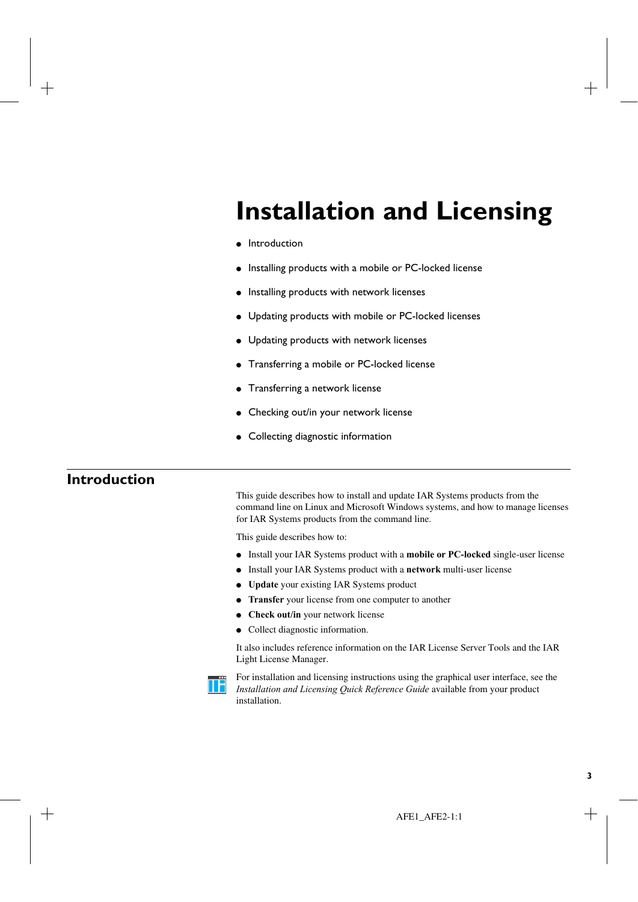# Installation and Licensing

- Introduction
- Installing products with a mobile or PC-locked license
- Installing products with network licenses
- Updating products with mobile or PC-locked licenses
- Updating products with network licenses
- Transferring a mobile or PC-locked license
- Transferring a network license
- Checking out/in your network license
- Collecting diagnostic information

## Introduction

This guide describes how to install and update IAR Systems products from the command line on Linux and Microsoft Windows systems, and how to manage licenses for IAR Systems products from the command line.

This guide describes how to:

- Install your IAR Systems product with a **mobile or PC-locked** single-user license
- Install your IAR Systems product with a **network** multi-user license
- **Update** your existing IAR Systems product
- **Transfer** your license from one computer to another
- **Check out/in** your network license
- Collect diagnostic information.

It also includes reference information on the IAR License Server Tools and the IAR Light License Manager.

For installation and licensing instructions using the graphical user interface, see the *Installation and Licensing Quick Reference Guide* available from your product installation.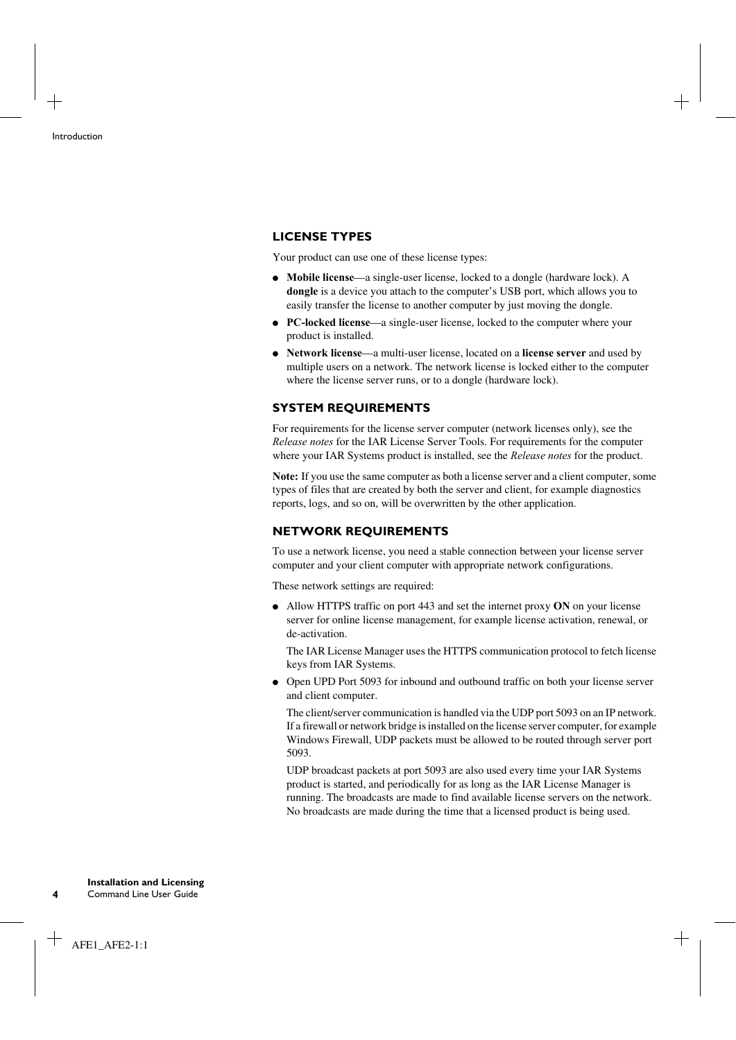### LICENSE TYPES

Your product can use one of these license types:

- **Mobile license**—a single-user license, locked to a dongle (hardware lock). A **dongle** is a device you attach to the computer's USB port, which allows you to easily transfer the license to another computer by just moving the dongle.
- **PC-locked license**—a single-user license, locked to the computer where your product is installed.
- **Network license**—a multi-user license, located on a **license server** and used by multiple users on a network. The network license is locked either to the computer where the license server runs, or to a dongle (hardware lock).

### SYSTEM REQUIREMENTS

For requirements for the license server computer (network licenses only), see the *Release notes* for the IAR License Server Tools. For requirements for the computer where your IAR Systems product is installed, see the *Release notes* for the product.

**Note:** If you use the same computer as both a license server and a client computer, some types of files that are created by both the server and client, for example diagnostics reports, logs, and so on, will be overwritten by the other application.

### NETWORK REQUIREMENTS

To use a network license, you need a stable connection between your license server computer and your client computer with appropriate network configurations.

These network settings are required:

- Allow HTTPS traffic on port 443 and set the internet proxy **ON** on your license server for online license management, for example license activation, renewal, or de-activation.

  The IAR License Manager uses the HTTPS communication protocol to fetch license keys from IAR Systems.

- Open UPD Port 5093 for inbound and outbound traffic on both your license server and client computer.

  The client/server communication is handled via the UDP port 5093 on an IP network. If a firewall or network bridge is installed on the license server computer, for example Windows Firewall, UDP packets must be allowed to be routed through server port 5093.

  UDP broadcast packets at port 5093 are also used every time your IAR Systems product is started, and periodically for as long as the IAR License Manager is running. The broadcasts are made to find available license servers on the network. No broadcasts are made during the time that a licensed product is being used.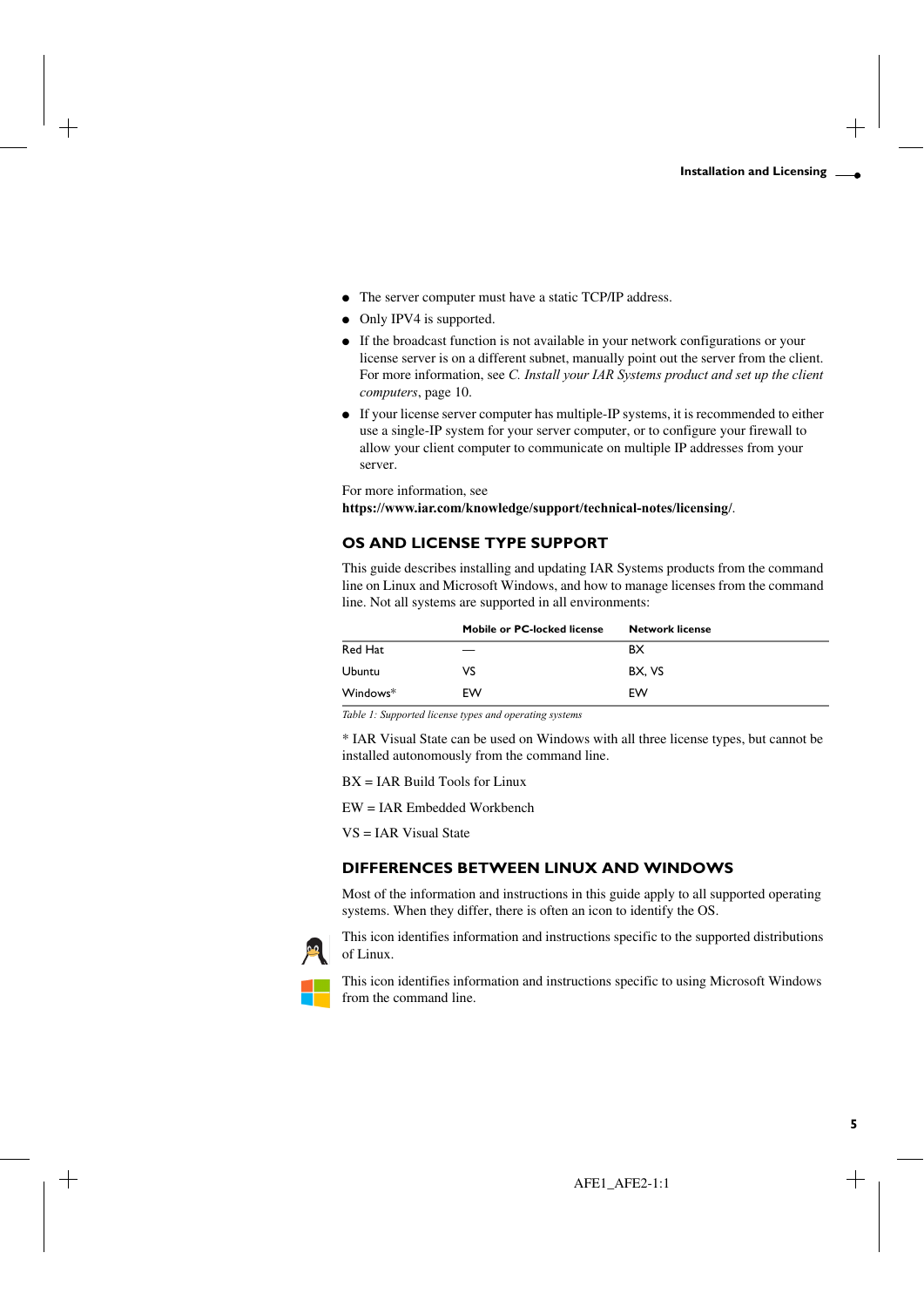- The server computer must have a static TCP/IP address.
- Only IPV4 is supported.
- If the broadcast function is not available in your network configurations or your license server is on a different subnet, manually point out the server from the client. For more information, see *C. Install your IAR Systems product and set up the client computers*, page 10.
- If your license server computer has multiple-IP systems, it is recommended to either use a single-IP system for your server computer, or to configure your firewall to allow your client computer to communicate on multiple IP addresses from your server.

For more information, see **https://www.iar.com/knowledge/support/technical-notes/licensing/**.

## OS AND LICENSE TYPE SUPPORT

This guide describes installing and updating IAR Systems products from the command line on Linux and Microsoft Windows, and how to manage licenses from the command line. Not all systems are supported in all environments:

| | Mobile or PC-locked license | Network license |
|---|---|---|
| Red Hat | — | BX |
| Ubuntu | VS | BX, VS |
| Windows* | EW | EW |

*Table 1: Supported license types and operating systems*

* IAR Visual State can be used on Windows with all three license types, but cannot be installed autonomously from the command line.

BX = IAR Build Tools for Linux

EW = IAR Embedded Workbench

VS = IAR Visual State

## DIFFERENCES BETWEEN LINUX AND WINDOWS

Most of the information and instructions in this guide apply to all supported operating systems. When they differ, there is often an icon to identify the OS.

This icon identifies information and instructions specific to the supported distributions of Linux.

This icon identifies information and instructions specific to using Microsoft Windows from the command line.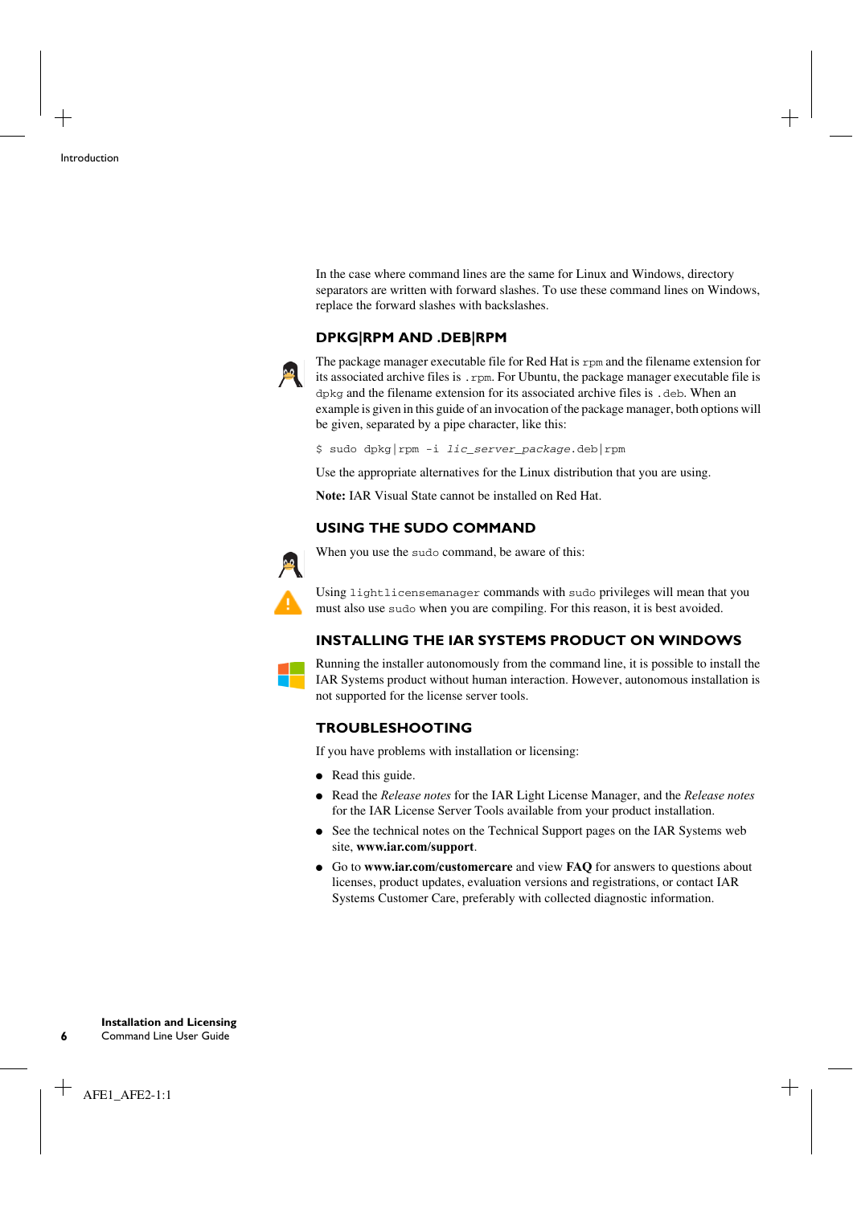In the case where command lines are the same for Linux and Windows, directory separators are written with forward slashes. To use these command lines on Windows, replace the forward slashes with backslashes.

### DPKG|RPM AND .DEB|RPM

The package manager executable file for Red Hat is `rpm` and the filename extension for its associated archive files is `.rpm`. For Ubuntu, the package manager executable file is `dpkg` and the filename extension for its associated archive files is `.deb`. When an example is given in this guide of an invocation of the package manager, both options will be given, separated by a pipe character, like this:

```
$ sudo dpkg|rpm -i lic_server_package.deb|rpm
```

Use the appropriate alternatives for the Linux distribution that you are using.

**Note:** IAR Visual State cannot be installed on Red Hat.

### USING THE SUDO COMMAND

When you use the `sudo` command, be aware of this:

Using `lightlicensemanager` commands with `sudo` privileges will mean that you must also use `sudo` when you are compiling. For this reason, it is best avoided.

### INSTALLING THE IAR SYSTEMS PRODUCT ON WINDOWS

Running the installer autonomously from the command line, it is possible to install the IAR Systems product without human interaction. However, autonomous installation is not supported for the license server tools.

### TROUBLESHOOTING

If you have problems with installation or licensing:

- Read this guide.
- Read the *Release notes* for the IAR Light License Manager, and the *Release notes* for the IAR License Server Tools available from your product installation.
- See the technical notes on the Technical Support pages on the IAR Systems web site, **www.iar.com/support**.
- Go to **www.iar.com/customercare** and view **FAQ** for answers to questions about licenses, product updates, evaluation versions and registrations, or contact IAR Systems Customer Care, preferably with collected diagnostic information.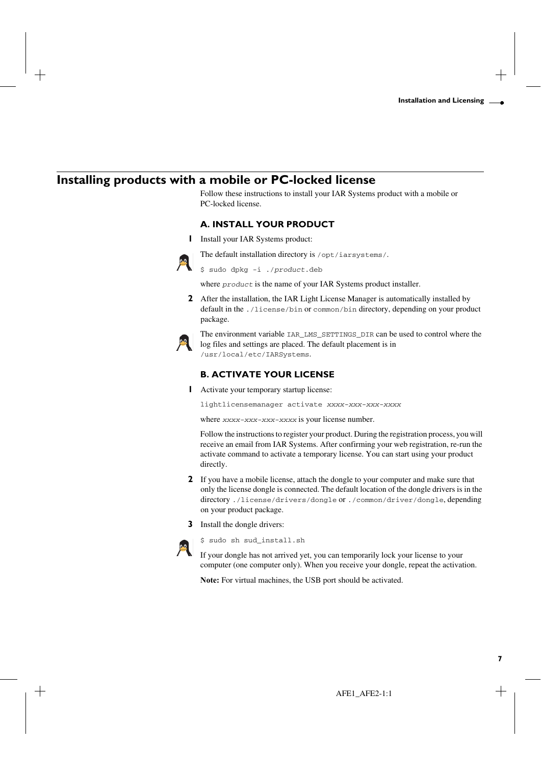## Installing products with a mobile or PC-locked license

Follow these instructions to install your IAR Systems product with a mobile or PC-locked license.

### A. INSTALL YOUR PRODUCT

**1** Install your IAR Systems product:

The default installation directory is `/opt/iarsystems/`.

```
$ sudo dpkg -i ./product.deb
```

where *`product`* is the name of your IAR Systems product installer.

**2** After the installation, the IAR Light License Manager is automatically installed by default in the `./license/bin` or `common/bin` directory, depending on your product package.

The environment variable `IAR_LMS_SETTINGS_DIR` can be used to control where the log files and settings are placed. The default placement is in `/usr/local/etc/IARSystems`.

### B. ACTIVATE YOUR LICENSE

**1** Activate your temporary startup license:

```
lightlicensemanager activate xxxx-xxx-xxx-xxxx
```

where *`xxxx-xxx-xxx-xxxx`* is your license number.

Follow the instructions to register your product. During the registration process, you will receive an email from IAR Systems. After confirming your web registration, re-run the activate command to activate a temporary license. You can start using your product directly.

**2** If you have a mobile license, attach the dongle to your computer and make sure that only the license dongle is connected. The default location of the dongle drivers is in the directory `./license/drivers/dongle` or `./common/driver/dongle`, depending on your product package.

**3** Install the dongle drivers:

```
$ sudo sh sud_install.sh
```

If your dongle has not arrived yet, you can temporarily lock your license to your computer (one computer only). When you receive your dongle, repeat the activation.

**Note:** For virtual machines, the USB port should be activated.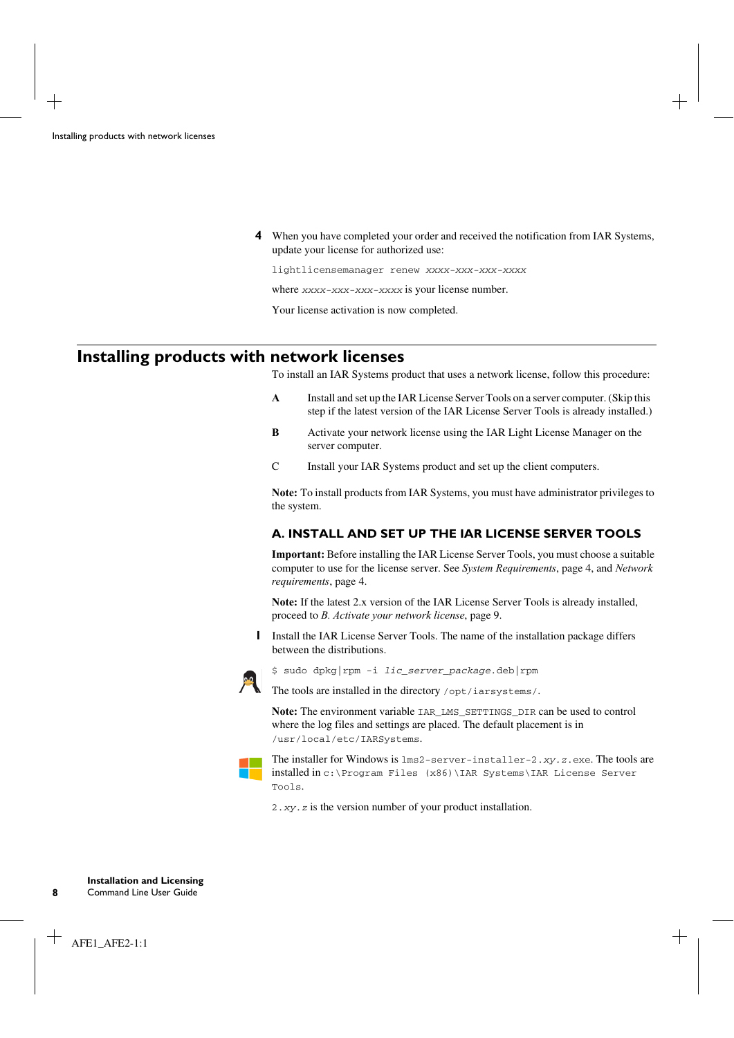4. When you have completed your order and received the notification from IAR Systems, update your license for authorized use:

```
lightlicensemanager renew xxxx-xxx-xxx-xxxx
```

where *xxxx-xxx-xxx-xxxx* is your license number.

Your license activation is now completed.

## Installing products with network licenses

To install an IAR Systems product that uses a network license, follow this procedure:

**A** Install and set up the IAR License Server Tools on a server computer. (Skip this step if the latest version of the IAR License Server Tools is already installed.)

**B** Activate your network license using the IAR Light License Manager on the server computer.

C Install your IAR Systems product and set up the client computers.

**Note:** To install products from IAR Systems, you must have administrator privileges to the system.

### A. INSTALL AND SET UP THE IAR LICENSE SERVER TOOLS

**Important:** Before installing the IAR License Server Tools, you must choose a suitable computer to use for the license server. See *System Requirements*, page 4, and *Network requirements*, page 4.

**Note:** If the latest 2.x version of the IAR License Server Tools is already installed, proceed to *B. Activate your network license*, page 9.

1. Install the IAR License Server Tools. The name of the installation package differs between the distributions.

```
$ sudo dpkg|rpm -i lic_server_package.deb|rpm
```

The tools are installed in the directory `/opt/iarsystems/`.

**Note:** The environment variable `IAR_LMS_SETTINGS_DIR` can be used to control where the log files and settings are placed. The default placement is in `/usr/local/etc/IARSystems`.

The installer for Windows is `lms2-server-installer-2.xy.z.exe`. The tools are installed in `c:\Program Files (x86)\IAR Systems\IAR License Server Tools`.

`2.xy.z` is the version number of your product installation.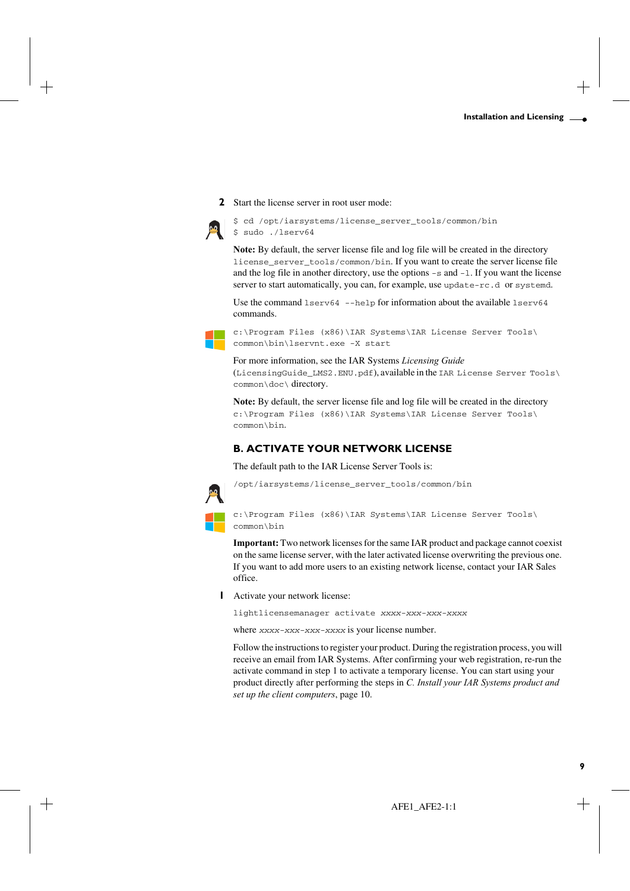**2** Start the license server in root user mode:

```
$ cd /opt/iarsystems/license_server_tools/common/bin
$ sudo ./lserv64
```

**Note:** By default, the server license file and log file will be created in the directory `license_server_tools/common/bin`. If you want to create the server license file and the log file in another directory, use the options `-s` and `-l`. If you want the license server to start automatically, you can, for example, use `update-rc.d` or `systemd`.

Use the command `lserv64 --help` for information about the available `lserv64` commands.

```
c:\Program Files (x86)\IAR Systems\IAR License Server Tools\
common\bin\lservnt.exe -X start
```

For more information, see the IAR Systems *Licensing Guide* (`LicensingGuide_LMS2.ENU.pdf`), available in the `IAR License Server Tools\common\doc\` directory.

**Note:** By default, the server license file and log file will be created in the directory `c:\Program Files (x86)\IAR Systems\IAR License Server Tools\common\bin`.

## B. ACTIVATE YOUR NETWORK LICENSE

The default path to the IAR License Server Tools is:

```
/opt/iarsystems/license_server_tools/common/bin
```

```
c:\Program Files (x86)\IAR Systems\IAR License Server Tools\
common\bin
```

**Important:** Two network licenses for the same IAR product and package cannot coexist on the same license server, with the later activated license overwriting the previous one. If you want to add more users to an existing network license, contact your IAR Sales office.

**1** Activate your network license:

```
lightlicensemanager activate xxxx-xxx-xxx-xxxx
```

where *xxxx-xxx-xxx-xxxx* is your license number.

Follow the instructions to register your product. During the registration process, you will receive an email from IAR Systems. After confirming your web registration, re-run the activate command in step 1 to activate a temporary license. You can start using your product directly after performing the steps in *C. Install your IAR Systems product and set up the client computers*, page 10.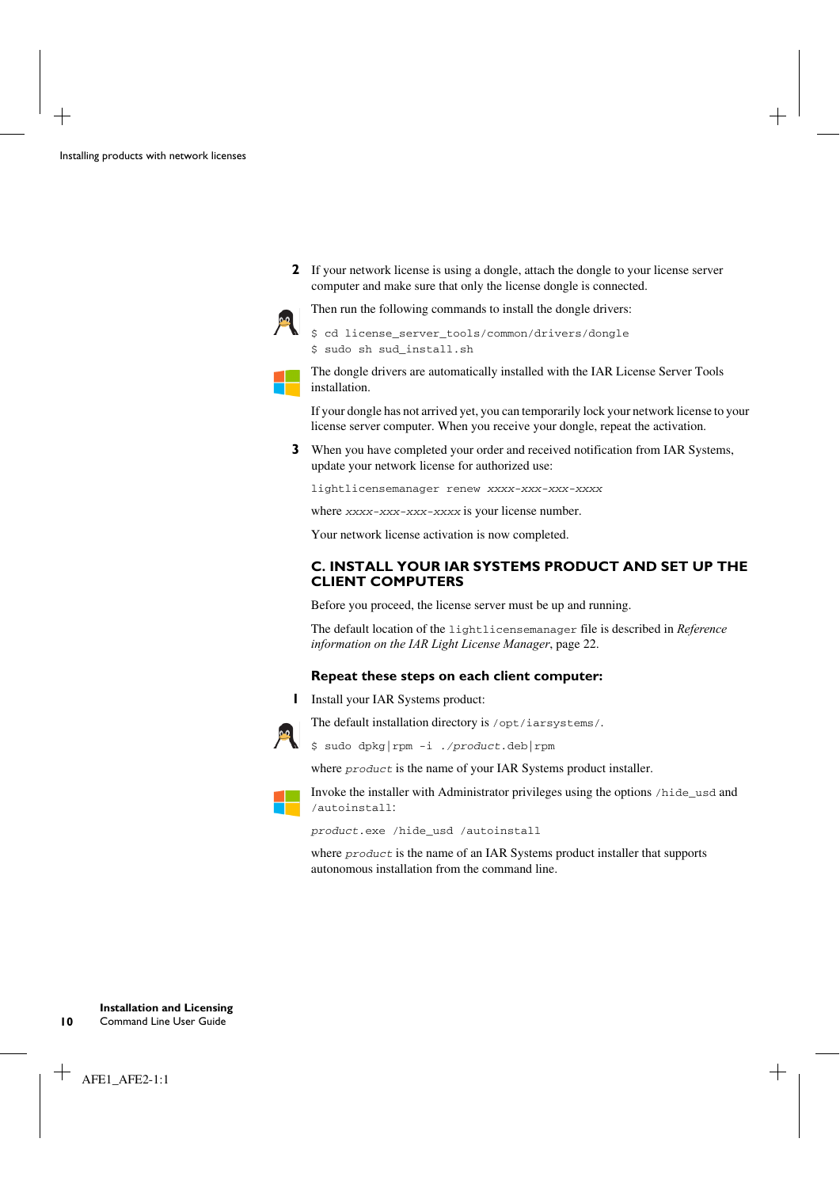2. If your network license is using a dongle, attach the dongle to your license server computer and make sure that only the license dongle is connected.

   Then run the following commands to install the dongle drivers:

   ```
   $ cd license_server_tools/common/drivers/dongle
   $ sudo sh sud_install.sh
   ```

   The dongle drivers are automatically installed with the IAR License Server Tools installation.

   If your dongle has not arrived yet, you can temporarily lock your network license to your license server computer. When you receive your dongle, repeat the activation.

3. When you have completed your order and received notification from IAR Systems, update your network license for authorized use:

   ```
   lightlicensemanager renew xxxx-xxx-xxx-xxxx
   ```

   where *xxxx-xxx-xxx-xxxx* is your license number.

   Your network license activation is now completed.

### C. INSTALL YOUR IAR SYSTEMS PRODUCT AND SET UP THE CLIENT COMPUTERS

Before you proceed, the license server must be up and running.

The default location of the `lightlicensemanager` file is described in *Reference information on the IAR Light License Manager*, page 22.

#### Repeat these steps on each client computer:

1. Install your IAR Systems product:

   The default installation directory is `/opt/iarsystems/`.

   ```
   $ sudo dpkg|rpm -i ./product.deb|rpm
   ```

   where *product* is the name of your IAR Systems product installer.

   Invoke the installer with Administrator privileges using the options `/hide_usd` and `/autoinstall`:

   ```
   product.exe /hide_usd /autoinstall
   ```

   where *product* is the name of an IAR Systems product installer that supports autonomous installation from the command line.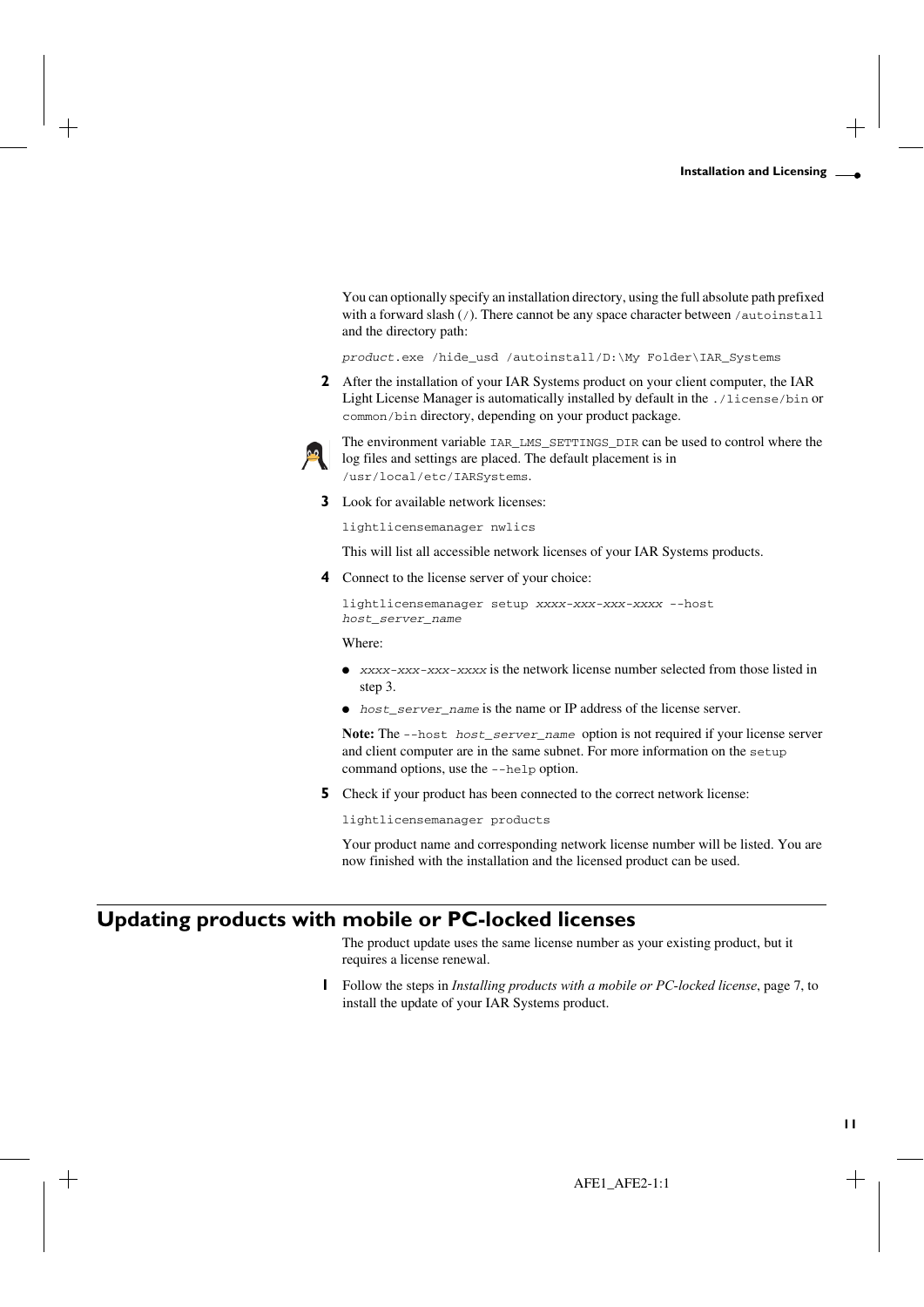You can optionally specify an installation directory, using the full absolute path prefixed with a forward slash (/). There cannot be any space character between /autoinstall and the directory path:

```
product.exe /hide_usd /autoinstall/D:\My Folder\IAR_Systems
```

**2** After the installation of your IAR Systems product on your client computer, the IAR Light License Manager is automatically installed by default in the `./license/bin` or `common/bin` directory, depending on your product package.

The environment variable `IAR_LMS_SETTINGS_DIR` can be used to control where the log files and settings are placed. The default placement is in `/usr/local/etc/IARSystems`.

**3** Look for available network licenses:

```
lightlicensemanager nwlics
```

This will list all accessible network licenses of your IAR Systems products.

**4** Connect to the license server of your choice:

```
lightlicensemanager setup xxxx-xxx-xxx-xxxx --host
host_server_name
```

Where:

- *xxxx-xxx-xxx-xxxx* is the network license number selected from those listed in step 3.
- *host_server_name* is the name or IP address of the license server.

**Note:** The `--host host_server_name` option is not required if your license server and client computer are in the same subnet. For more information on the `setup` command options, use the `--help` option.

**5** Check if your product has been connected to the correct network license:

```
lightlicensemanager products
```

Your product name and corresponding network license number will be listed. You are now finished with the installation and the licensed product can be used.

## Updating products with mobile or PC-locked licenses

The product update uses the same license number as your existing product, but it requires a license renewal.

**1** Follow the steps in *Installing products with a mobile or PC-locked license*, page 7, to install the update of your IAR Systems product.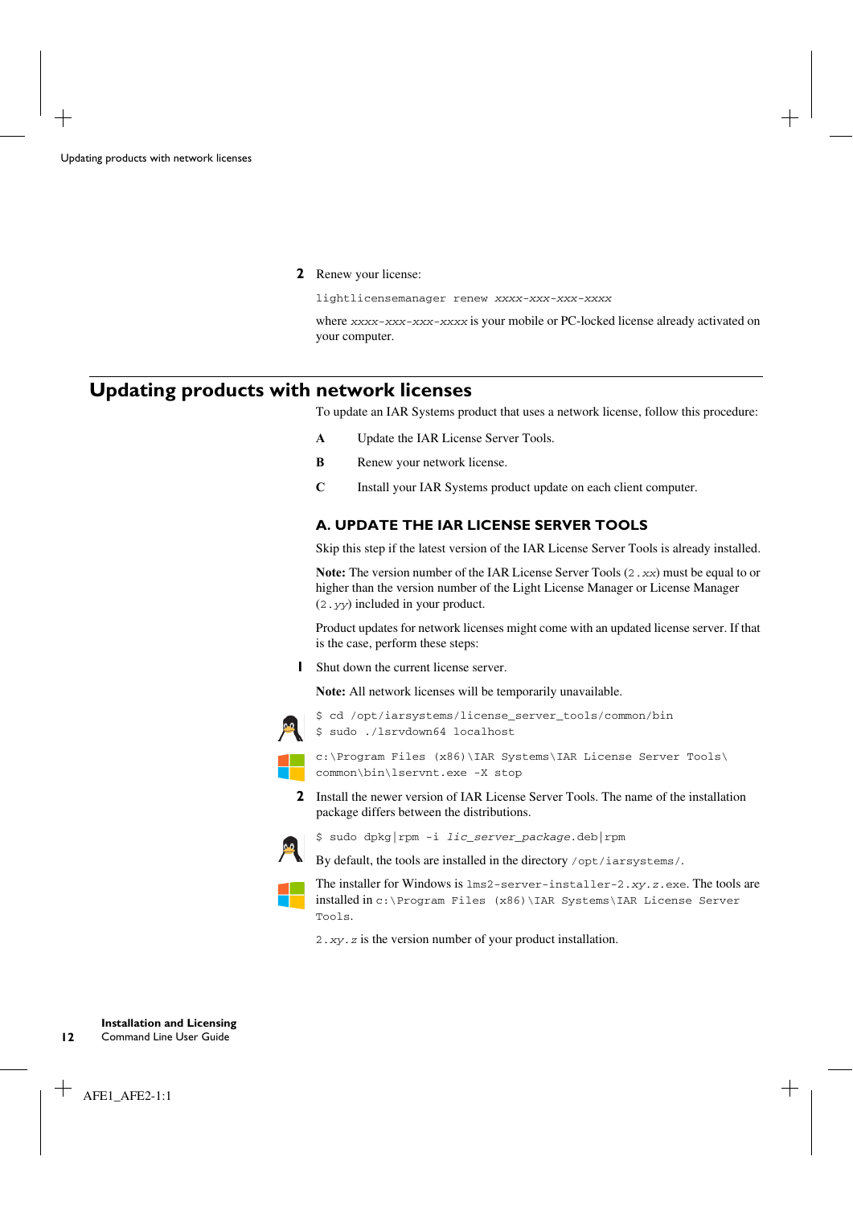2 Renew your license:

```
lightlicensemanager renew xxxx-xxx-xxx-xxxx
```

where *xxxx-xxx-xxx-xxxx* is your mobile or PC-locked license already activated on your computer.

## Updating products with network licenses

To update an IAR Systems product that uses a network license, follow this procedure:

**A** Update the IAR License Server Tools.

**B** Renew your network license.

**C** Install your IAR Systems product update on each client computer.

### A. UPDATE THE IAR LICENSE SERVER TOOLS

Skip this step if the latest version of the IAR License Server Tools is already installed.

**Note:** The version number of the IAR License Server Tools (`2.xx`) must be equal to or higher than the version number of the Light License Manager or License Manager (`2.yy`) included in your product.

Product updates for network licenses might come with an updated license server. If that is the case, perform these steps:

1 Shut down the current license server.

**Note:** All network licenses will be temporarily unavailable.

```
$ cd /opt/iarsystems/license_server_tools/common/bin
$ sudo ./lsrvdown64 localhost
```

```
c:\Program Files (x86)\IAR Systems\IAR License Server Tools\
common\bin\lservnt.exe -X stop
```

2 Install the newer version of IAR License Server Tools. The name of the installation package differs between the distributions.

```
$ sudo dpkg|rpm -i lic_server_package.deb|rpm
```

By default, the tools are installed in the directory `/opt/iarsystems/`.

The installer for Windows is `lms2-server-installer-2.xy.z.exe`. The tools are installed in `c:\Program Files (x86)\IAR Systems\IAR License Server Tools`.

`2.xy.z` is the version number of your product installation.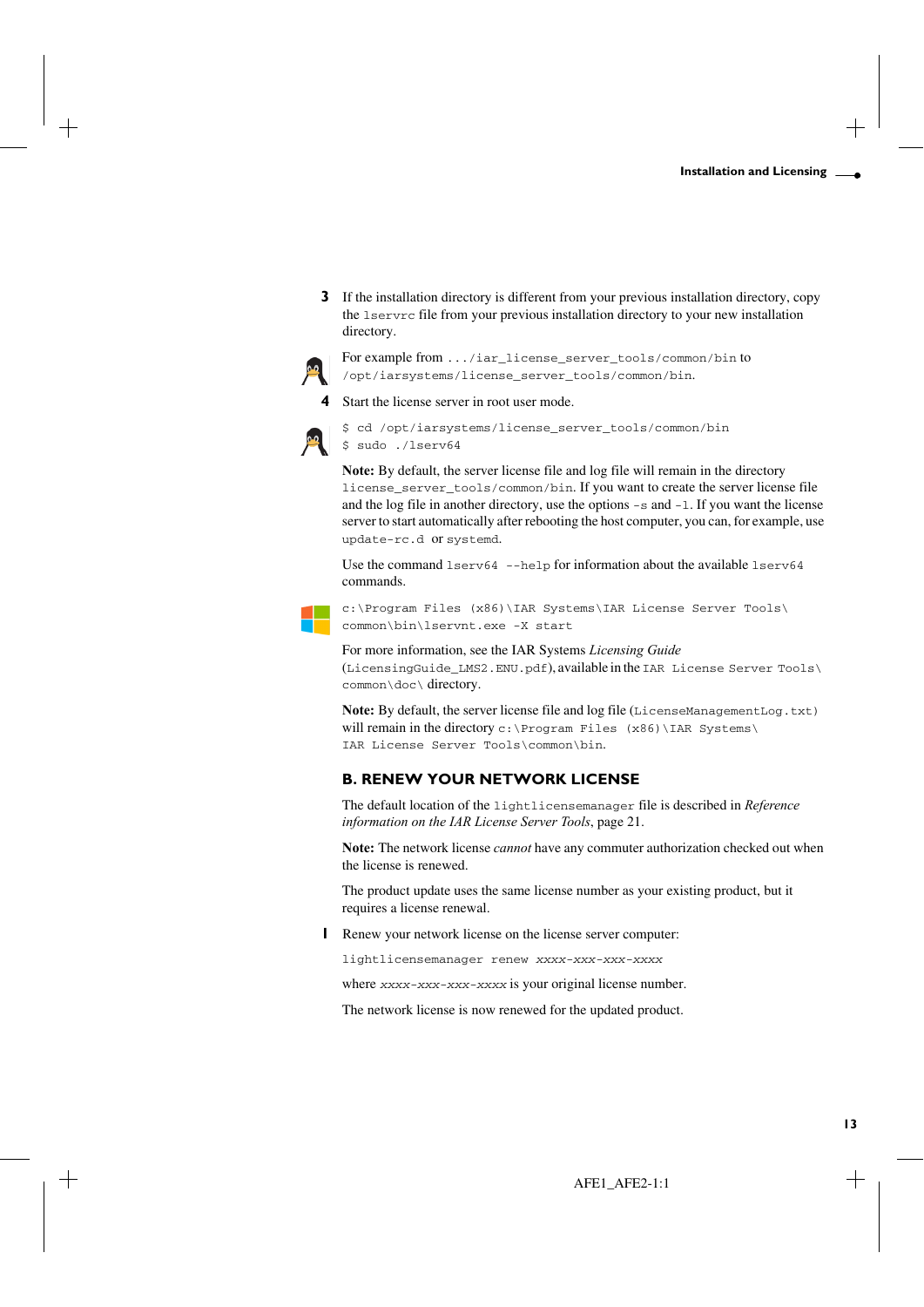3. If the installation directory is different from your previous installation directory, copy the `lservrc` file from your previous installation directory to your new installation directory.

   For example from `.../iar_license_server_tools/common/bin` to `/opt/iarsystems/license_server_tools/common/bin`.

4. Start the license server in root user mode.

```
$ cd /opt/iarsystems/license_server_tools/common/bin
$ sudo ./lserv64
```

**Note:** By default, the server license file and log file will remain in the directory `license_server_tools/common/bin`. If you want to create the server license file and the log file in another directory, use the options `-s` and `-l`. If you want the license server to start automatically after rebooting the host computer, you can, for example, use `update-rc.d` or `systemd`.

Use the command `lserv64 --help` for information about the available `lserv64` commands.

```
c:\Program Files (x86)\IAR Systems\IAR License Server Tools\
common\bin\lservnt.exe -X start
```

For more information, see the IAR Systems *Licensing Guide* (`LicensingGuide_LMS2.ENU.pdf`), available in the `IAR License Server Tools\common\doc\` directory.

**Note:** By default, the server license file and log file (`LicenseManagementLog.txt`) will remain in the directory `c:\Program Files (x86)\IAR Systems\IAR License Server Tools\common\bin`.

## B. RENEW YOUR NETWORK LICENSE

The default location of the `lightlicensemanager` file is described in *Reference information on the IAR License Server Tools*, page 21.

**Note:** The network license *cannot* have any commuter authorization checked out when the license is renewed.

The product update uses the same license number as your existing product, but it requires a license renewal.

1. Renew your network license on the license server computer:

   `lightlicensemanager renew` *`xxxx-xxx-xxx-xxxx`*

   where *`xxxx-xxx-xxx-xxxx`* is your original license number.

   The network license is now renewed for the updated product.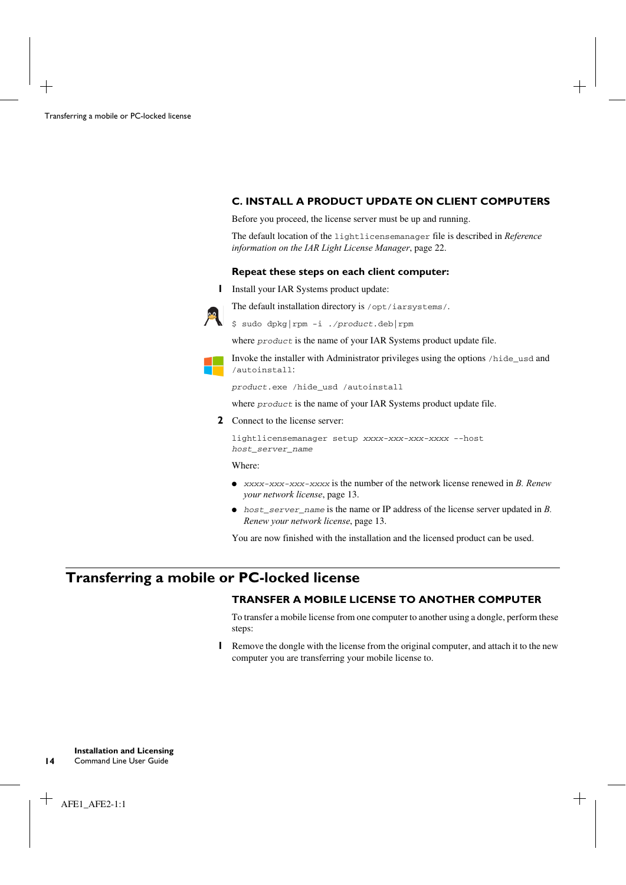### C. INSTALL A PRODUCT UPDATE ON CLIENT COMPUTERS

Before you proceed, the license server must be up and running.

The default location of the `lightlicensemanager` file is described in *Reference information on the IAR Light License Manager*, page 22.

#### Repeat these steps on each client computer:

1. Install your IAR Systems product update:

   The default installation directory is `/opt/iarsystems/`.

   ```
   $ sudo dpkg|rpm -i ./product.deb|rpm
   ```

   where *product* is the name of your IAR Systems product update file.

   Invoke the installer with Administrator privileges using the options `/hide_usd` and `/autoinstall`:

   ```
   product.exe /hide_usd /autoinstall
   ```

   where *product* is the name of your IAR Systems product update file.

2. Connect to the license server:

   ```
   lightlicensemanager setup xxxx-xxx-xxx-xxxx --host
   host_server_name
   ```

   Where:

   - *xxxx-xxx-xxx-xxxx* is the number of the network license renewed in *B. Renew your network license*, page 13.
   - *host_server_name* is the name or IP address of the license server updated in *B. Renew your network license*, page 13.

   You are now finished with the installation and the licensed product can be used.

## Transferring a mobile or PC-locked license

### TRANSFER A MOBILE LICENSE TO ANOTHER COMPUTER

To transfer a mobile license from one computer to another using a dongle, perform these steps:

1. Remove the dongle with the license from the original computer, and attach it to the new computer you are transferring your mobile license to.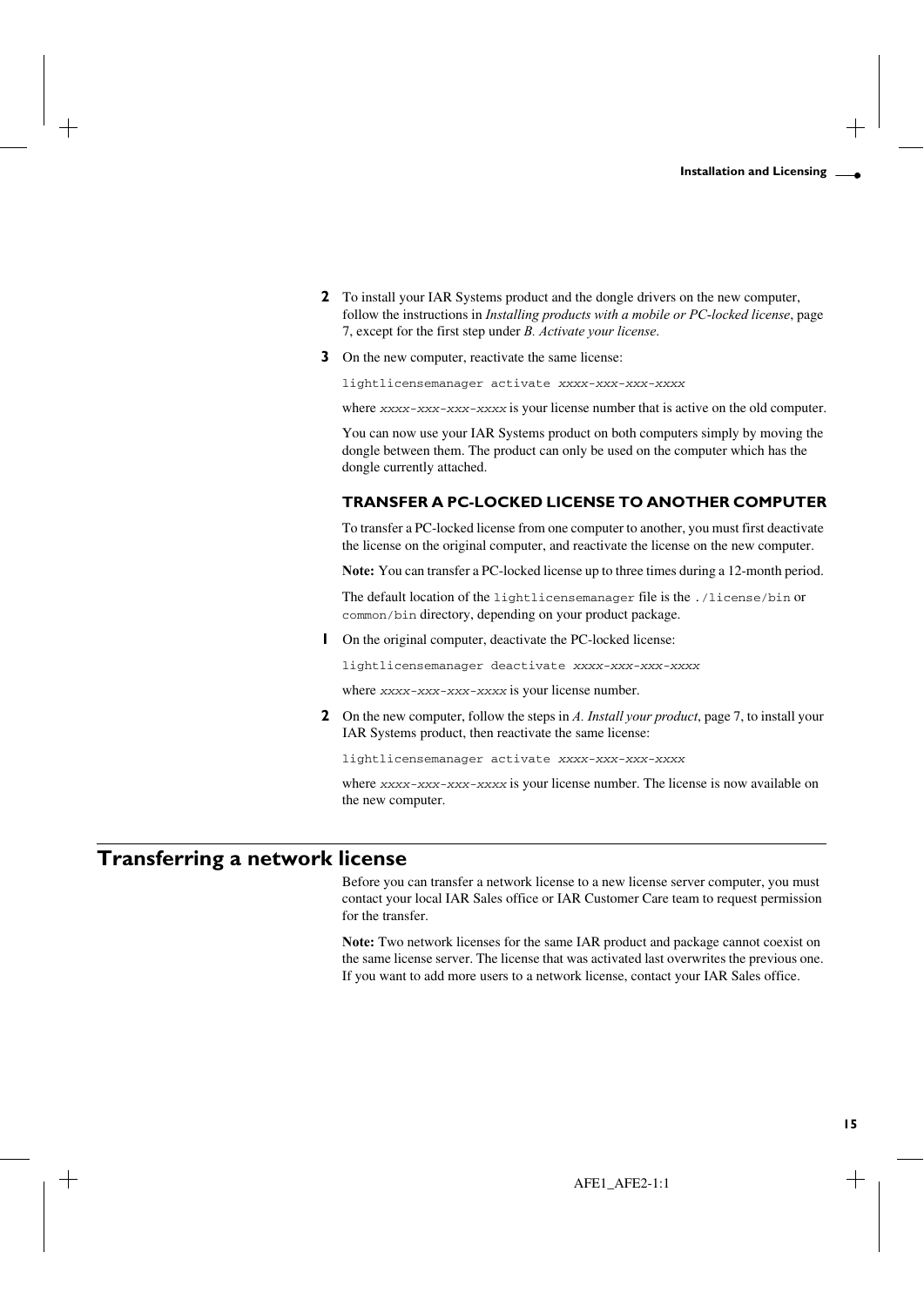2. To install your IAR Systems product and the dongle drivers on the new computer, follow the instructions in *Installing products with a mobile or PC-locked license*, page 7, except for the first step under *B. Activate your license*.

3. On the new computer, reactivate the same license:

```
lightlicensemanager activate xxxx-xxx-xxx-xxxx
```

where *xxxx-xxx-xxx-xxxx* is your license number that is active on the old computer.

You can now use your IAR Systems product on both computers simply by moving the dongle between them. The product can only be used on the computer which has the dongle currently attached.

### TRANSFER A PC-LOCKED LICENSE TO ANOTHER COMPUTER

To transfer a PC-locked license from one computer to another, you must first deactivate the license on the original computer, and reactivate the license on the new computer.

**Note:** You can transfer a PC-locked license up to three times during a 12-month period.

The default location of the `lightlicensemanager` file is the `./license/bin` or `common/bin` directory, depending on your product package.

1. On the original computer, deactivate the PC-locked license:

```
lightlicensemanager deactivate xxxx-xxx-xxx-xxxx
```

where *xxxx-xxx-xxx-xxxx* is your license number.

2. On the new computer, follow the steps in *A. Install your product*, page 7, to install your IAR Systems product, then reactivate the same license:

```
lightlicensemanager activate xxxx-xxx-xxx-xxxx
```

where *xxxx-xxx-xxx-xxxx* is your license number. The license is now available on the new computer.

## Transferring a network license

Before you can transfer a network license to a new license server computer, you must contact your local IAR Sales office or IAR Customer Care team to request permission for the transfer.

**Note:** Two network licenses for the same IAR product and package cannot coexist on the same license server. The license that was activated last overwrites the previous one. If you want to add more users to a network license, contact your IAR Sales office.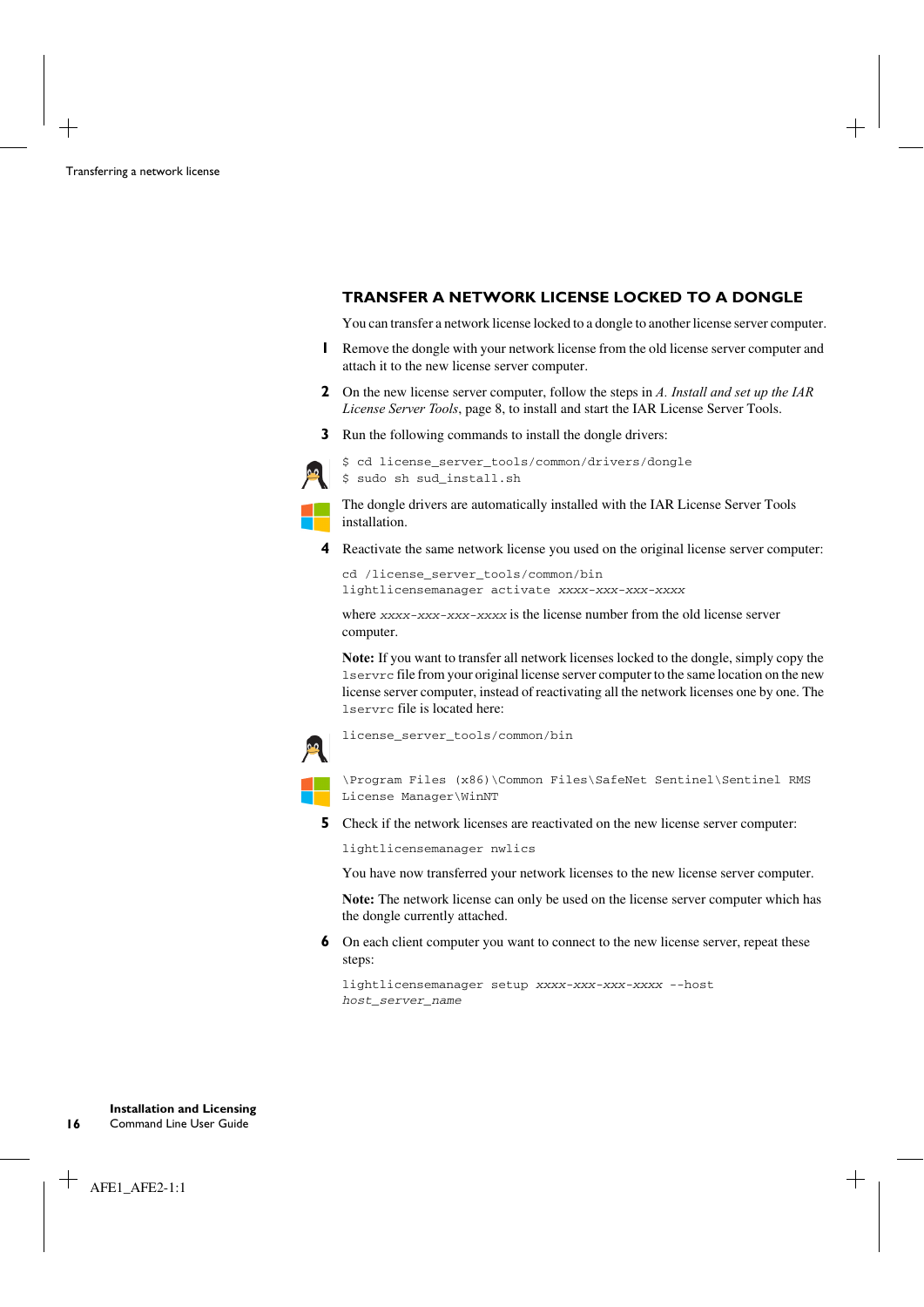### TRANSFER A NETWORK LICENSE LOCKED TO A DONGLE

You can transfer a network license locked to a dongle to another license server computer.

1. Remove the dongle with your network license from the old license server computer and attach it to the new license server computer.

2. On the new license server computer, follow the steps in *A. Install and set up the IAR License Server Tools*, page 8, to install and start the IAR License Server Tools.

3. Run the following commands to install the dongle drivers:

```
$ cd license_server_tools/common/drivers/dongle
$ sudo sh sud_install.sh
```

   The dongle drivers are automatically installed with the IAR License Server Tools installation.

4. Reactivate the same network license you used on the original license server computer:

```
cd /license_server_tools/common/bin
lightlicensemanager activate xxxx-xxx-xxx-xxxx
```

   where *xxxx-xxx-xxx-xxxx* is the license number from the old license server computer.

   **Note:** If you want to transfer all network licenses locked to the dongle, simply copy the `lservrc` file from your original license server computer to the same location on the new license server computer, instead of reactivating all the network licenses one by one. The `lservrc` file is located here:

```
license_server_tools/common/bin
```

```
\Program Files (x86)\Common Files\SafeNet Sentinel\Sentinel RMS License Manager\WinNT
```

5. Check if the network licenses are reactivated on the new license server computer:

```
lightlicensemanager nwlics
```

   You have now transferred your network licenses to the new license server computer.

   **Note:** The network license can only be used on the license server computer which has the dongle currently attached.

6. On each client computer you want to connect to the new license server, repeat these steps:

```
lightlicensemanager setup xxxx-xxx-xxx-xxxx --host host_server_name
```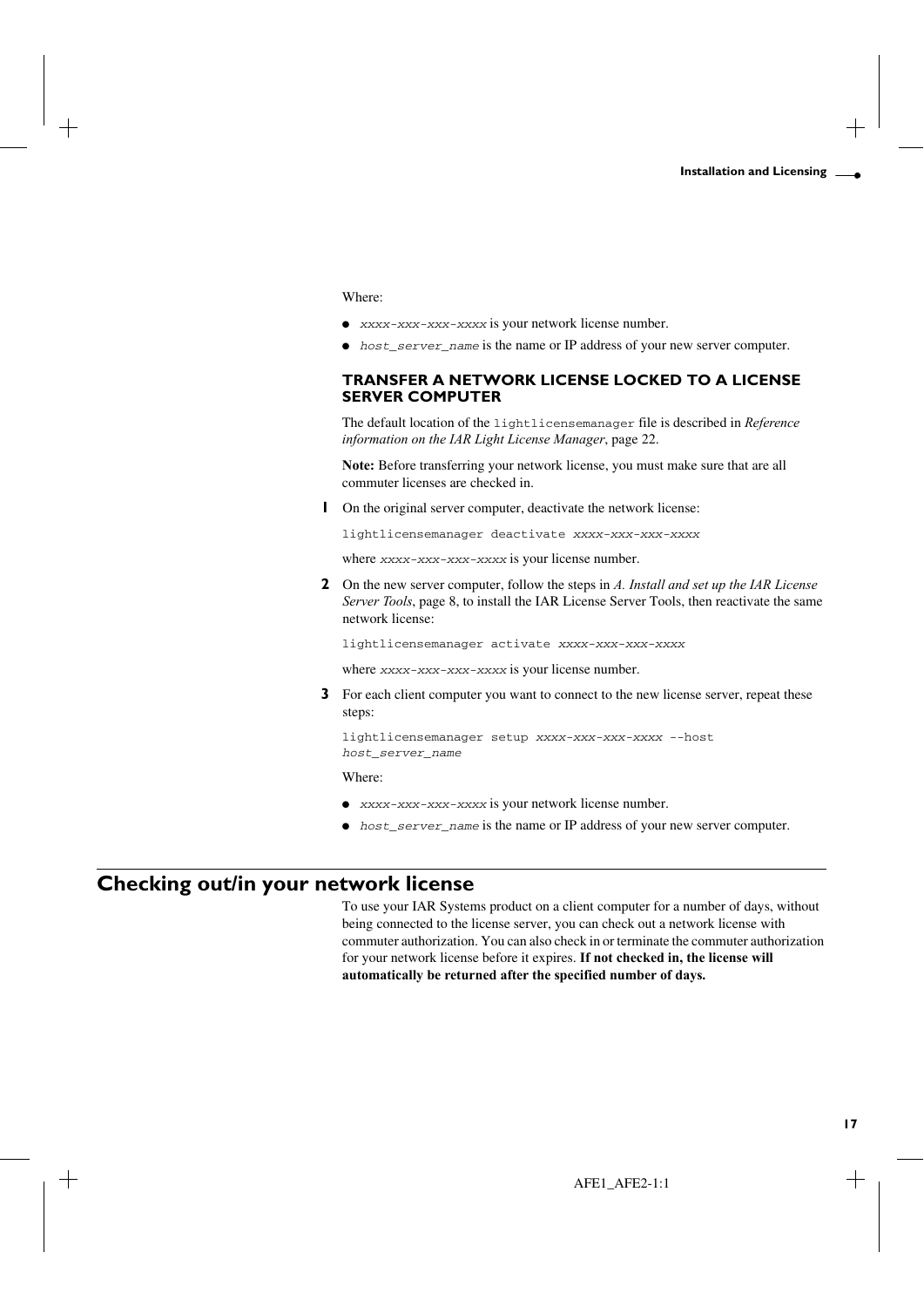Where:

- *xxxx-xxx-xxx-xxxx* is your network license number.
- *host_server_name* is the name or IP address of your new server computer.

### TRANSFER A NETWORK LICENSE LOCKED TO A LICENSE SERVER COMPUTER

The default location of the `lightlicensemanager` file is described in *Reference information on the IAR Light License Manager*, page 22.

**Note:** Before transferring your network license, you must make sure that are all commuter licenses are checked in.

1. On the original server computer, deactivate the network license:

   ```
   lightlicensemanager deactivate xxxx-xxx-xxx-xxxx
   ```

   where *xxxx-xxx-xxx-xxxx* is your license number.

2. On the new server computer, follow the steps in *A. Install and set up the IAR License Server Tools*, page 8, to install the IAR License Server Tools, then reactivate the same network license:

   ```
   lightlicensemanager activate xxxx-xxx-xxx-xxxx
   ```

   where *xxxx-xxx-xxx-xxxx* is your license number.

3. For each client computer you want to connect to the new license server, repeat these steps:

   ```
   lightlicensemanager setup xxxx-xxx-xxx-xxxx --host
   host_server_name
   ```

   Where:

   - *xxxx-xxx-xxx-xxxx* is your network license number.
   - *host_server_name* is the name or IP address of your new server computer.

## Checking out/in your network license

To use your IAR Systems product on a client computer for a number of days, without being connected to the license server, you can check out a network license with commuter authorization. You can also check in or terminate the commuter authorization for your network license before it expires. **If not checked in, the license will automatically be returned after the specified number of days.**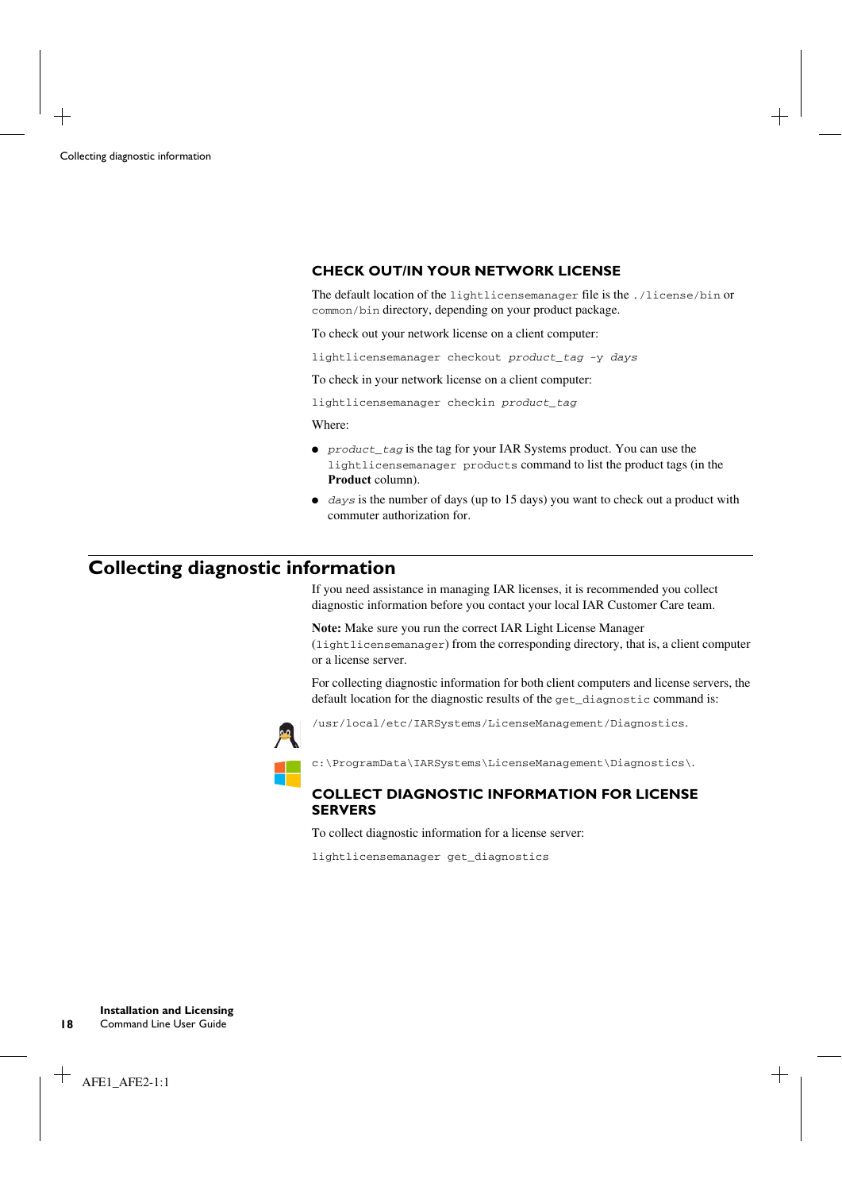### CHECK OUT/IN YOUR NETWORK LICENSE

The default location of the `lightlicensemanager` file is the `./license/bin` or `common/bin` directory, depending on your product package.

To check out your network license on a client computer:

```
lightlicensemanager checkout product_tag -y days
```

To check in your network license on a client computer:

```
lightlicensemanager checkin product_tag
```

Where:

- *`product_tag`* is the tag for your IAR Systems product. You can use the `lightlicensemanager products` command to list the product tags (in the **Product** column).
- *`days`* is the number of days (up to 15 days) you want to check out a product with commuter authorization for.

## Collecting diagnostic information

If you need assistance in managing IAR licenses, it is recommended you collect diagnostic information before you contact your local IAR Customer Care team.

**Note:** Make sure you run the correct IAR Light License Manager (`lightlicensemanager`) from the corresponding directory, that is, a client computer or a license server.

For collecting diagnostic information for both client computers and license servers, the default location for the diagnostic results of the `get_diagnostic` command is:

`/usr/local/etc/IARSystems/LicenseManagement/Diagnostics`.

`c:\ProgramData\IARSystems\LicenseManagement\Diagnostics\`.

### COLLECT DIAGNOSTIC INFORMATION FOR LICENSE SERVERS

To collect diagnostic information for a license server:

```
lightlicensemanager get_diagnostics
```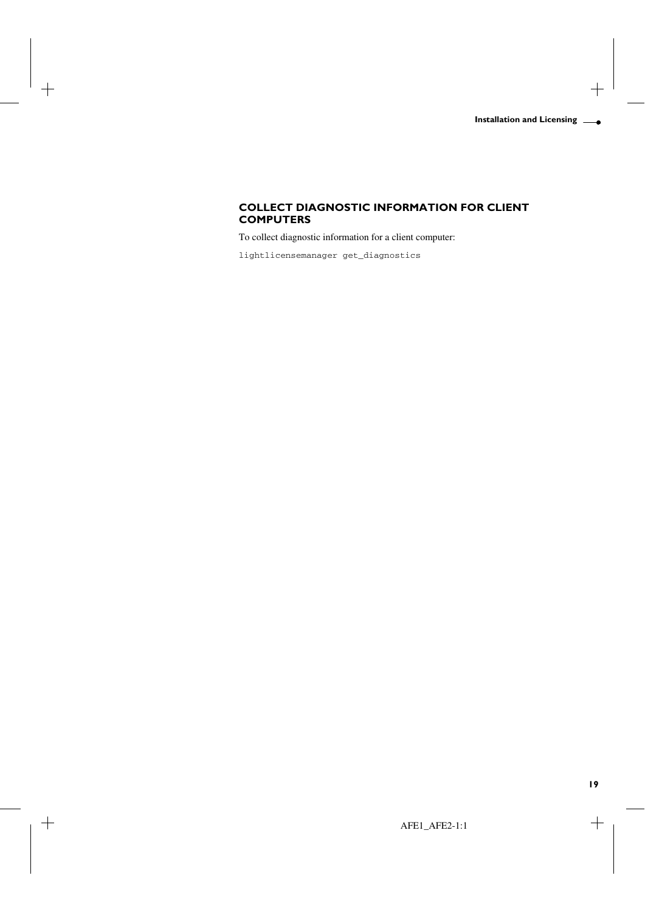## COLLECT DIAGNOSTIC INFORMATION FOR CLIENT COMPUTERS

To collect diagnostic information for a client computer:

```
lightlicensemanager get_diagnostics
```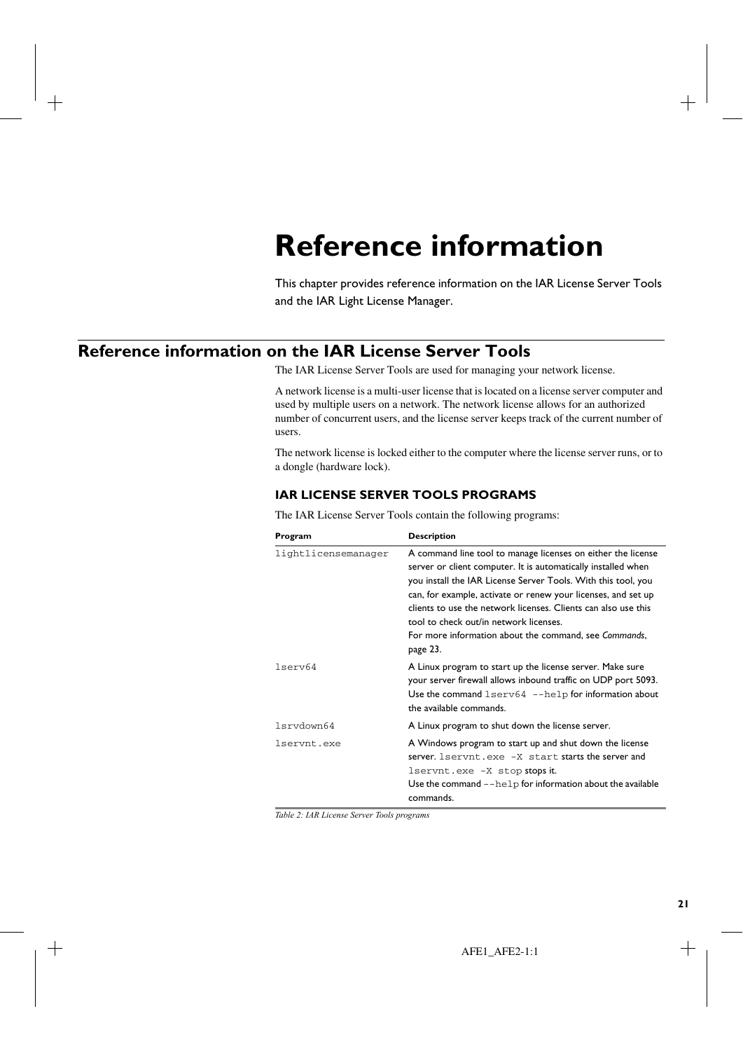// The table body uses <br> tags for line breaks inside cells. That's HTML, but none of the forbidden ones (it's not <sub>/<sup>), so it's allowed.
# Reference information

This chapter provides reference information on the IAR License Server Tools and the IAR Light License Manager.

## Reference information on the IAR License Server Tools

The IAR License Server Tools are used for managing your network license.

A network license is a multi-user license that is located on a license server computer and used by multiple users on a network. The network license allows for an authorized number of concurrent users, and the license server keeps track of the current number of users.

The network license is locked either to the computer where the license server runs, or to a dongle (hardware lock).

### IAR LICENSE SERVER TOOLS PROGRAMS

The IAR License Server Tools contain the following programs:

| Program | Description |
|---|---|
| `lightlicensemanager` | A command line tool to manage licenses on either the license server or client computer. It is automatically installed when you install the IAR License Server Tools. With this tool, you can, for example, activate or renew your licenses, and set up clients to use the network licenses. Clients can also use this tool to check out/in network licenses.<br>For more information about the command, see *Commands*, page 23. |
| `lserv64` | A Linux program to start up the license server. Make sure your server firewall allows inbound traffic on UDP port 5093. Use the command `lserv64 --help` for information about the available commands. |
| `lsrvdown64` | A Linux program to shut down the license server. |
| `lservnt.exe` | A Windows program to start up and shut down the license server. `lservnt.exe -X start` starts the server and `lservnt.exe -X stop` stops it.<br>Use the command `--help` for information about the available commands. |

*Table 2: IAR License Server Tools programs*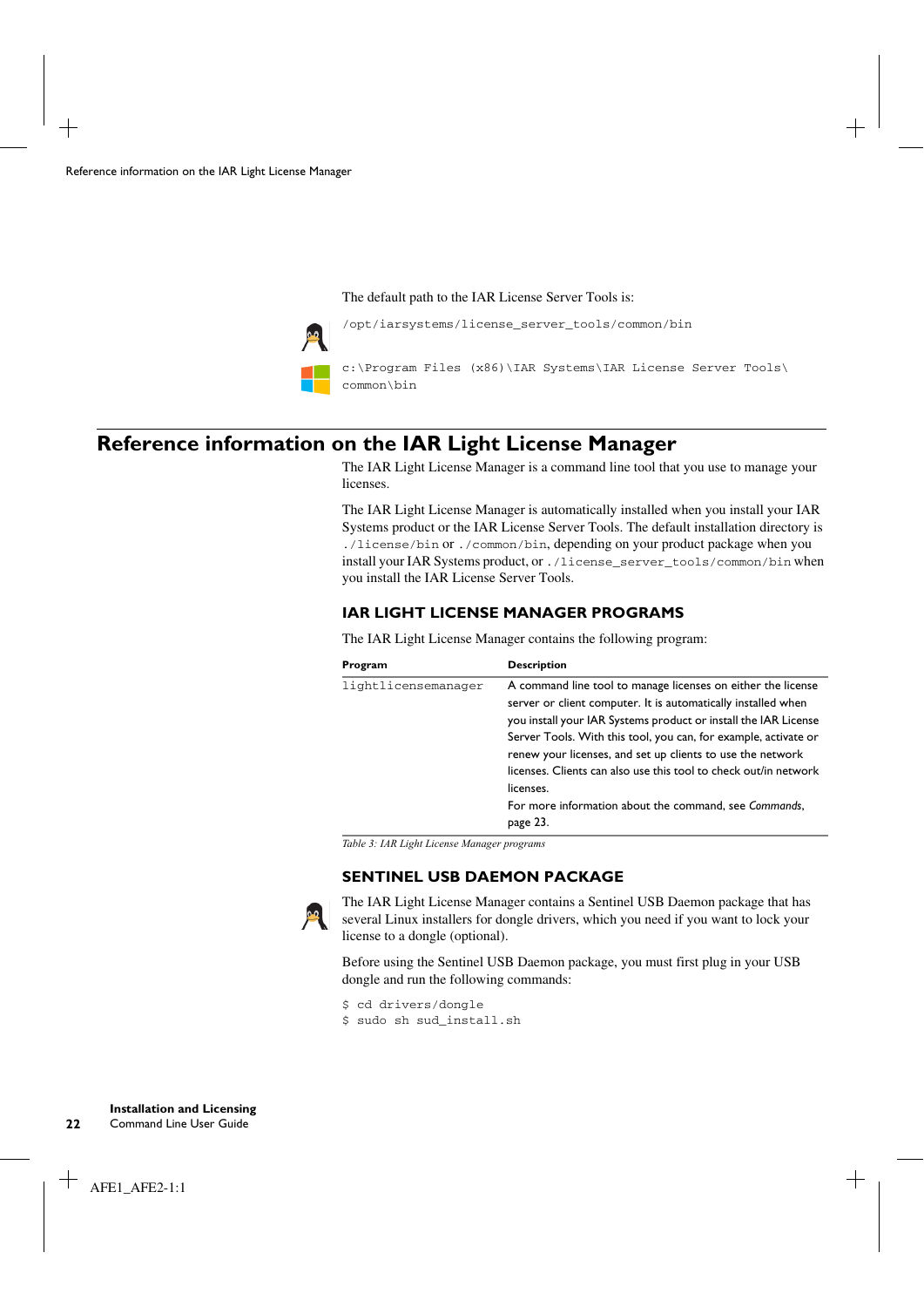The default path to the IAR License Server Tools is:

```
/opt/iarsystems/license_server_tools/common/bin
```

```
c:\Program Files (x86)\IAR Systems\IAR License Server Tools\
common\bin
```

# Reference information on the IAR Light License Manager

The IAR Light License Manager is a command line tool that you use to manage your licenses.

The IAR Light License Manager is automatically installed when you install your IAR Systems product or the IAR License Server Tools. The default installation directory is `./license/bin` or `./common/bin`, depending on your product package when you install your IAR Systems product, or `./license_server_tools/common/bin` when you install the IAR License Server Tools.

## IAR LIGHT LICENSE MANAGER PROGRAMS

The IAR Light License Manager contains the following program:

| Program | Description |
| --- | --- |
| `lightlicensemanager` | A command line tool to manage licenses on either the license server or client computer. It is automatically installed when you install your IAR Systems product or install the IAR License Server Tools. With this tool, you can, for example, activate or renew your licenses, and set up clients to use the network licenses. Clients can also use this tool to check out/in network licenses.<br>For more information about the command, see *Commands*, page 23. |

*Table 3: IAR Light License Manager programs*

## SENTINEL USB DAEMON PACKAGE

The IAR Light License Manager contains a Sentinel USB Daemon package that has several Linux installers for dongle drivers, which you need if you want to lock your license to a dongle (optional).

Before using the Sentinel USB Daemon package, you must first plug in your USB dongle and run the following commands:

```
$ cd drivers/dongle
$ sudo sh sud_install.sh
```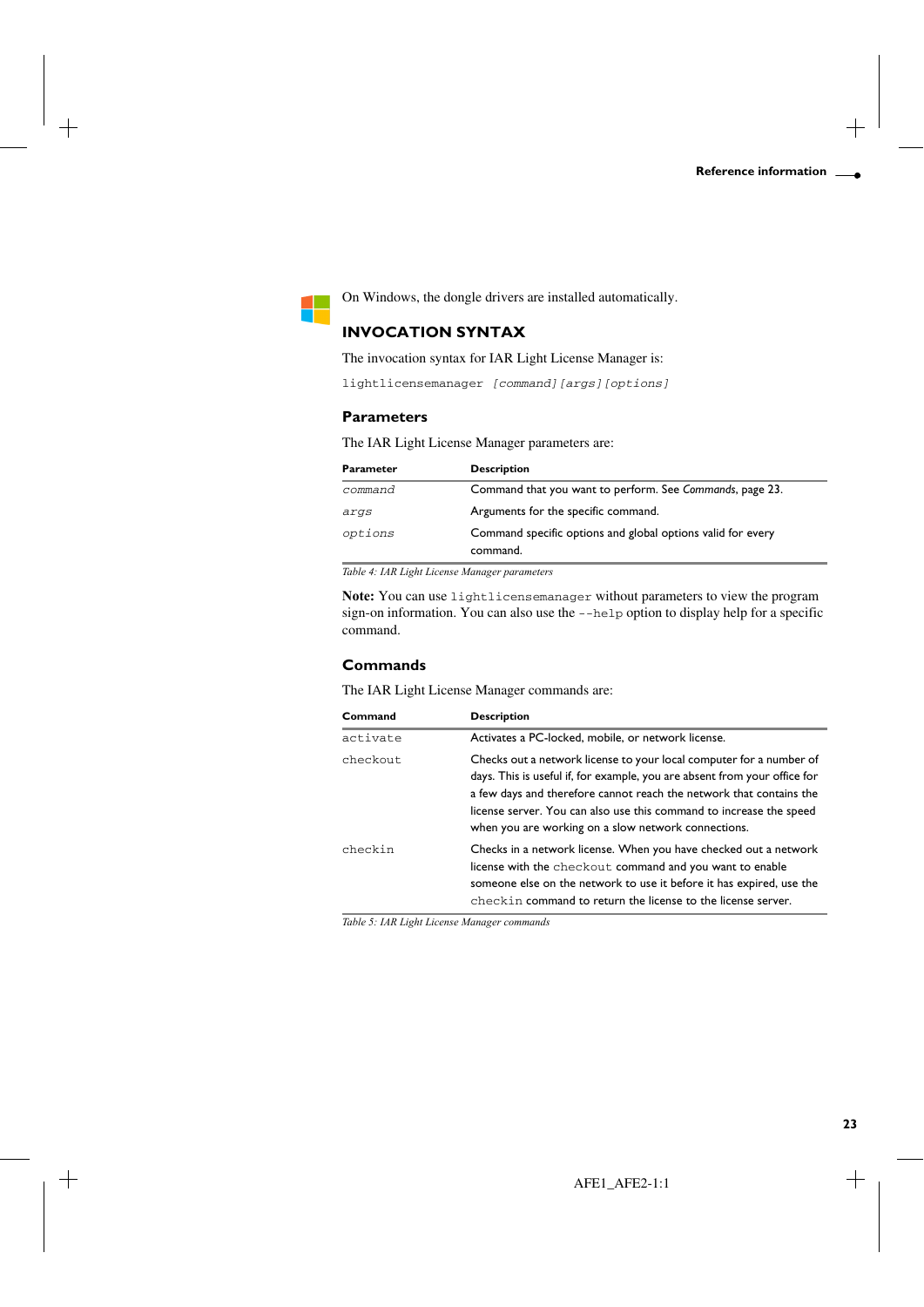On Windows, the dongle drivers are installed automatically.

## INVOCATION SYNTAX

The invocation syntax for IAR Light License Manager is:

```
lightlicensemanager [command][args][options]
```

### Parameters

The IAR Light License Manager parameters are:

| Parameter | Description |
|---|---|
| *command* | Command that you want to perform. See *Commands*, page 23. |
| *args* | Arguments for the specific command. |
| *options* | Command specific options and global options valid for every command. |

*Table 4: IAR Light License Manager parameters*

**Note:** You can use `lightlicensemanager` without parameters to view the program sign-on information. You can also use the `--help` option to display help for a specific command.

### Commands

The IAR Light License Manager commands are:

| Command | Description |
|---|---|
| `activate` | Activates a PC-locked, mobile, or network license. |
| `checkout` | Checks out a network license to your local computer for a number of days. This is useful if, for example, you are absent from your office for a few days and therefore cannot reach the network that contains the license server. You can also use this command to increase the speed when you are working on a slow network connections. |
| `checkin` | Checks in a network license. When you have checked out a network license with the `checkout` command and you want to enable someone else on the network to use it before it has expired, use the `checkin` command to return the license to the license server. |

*Table 5: IAR Light License Manager commands*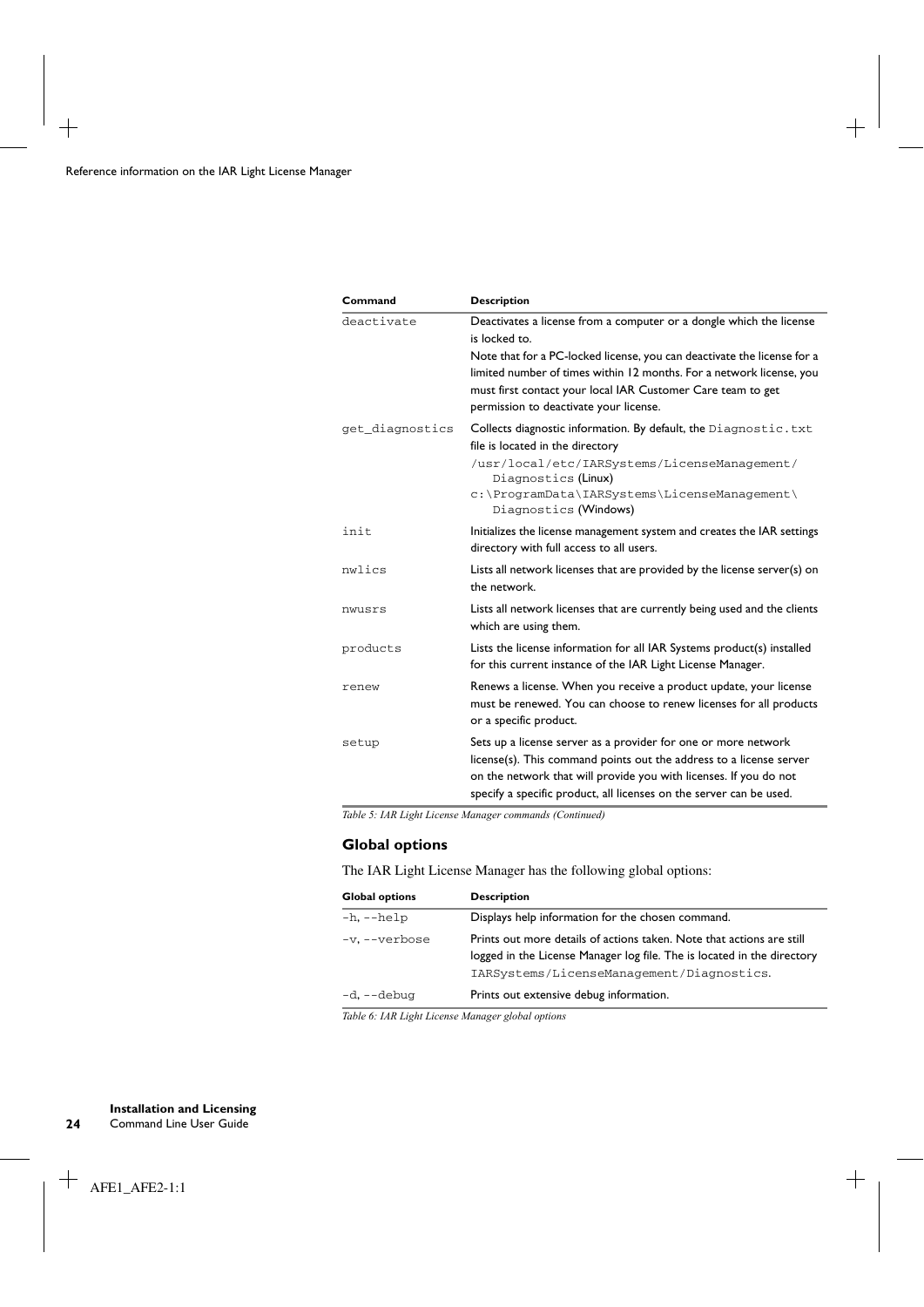| Command | Description |
|---|---|
| deactivate | Deactivates a license from a computer or a dongle which the license is locked to.<br>Note that for a PC-locked license, you can deactivate the license for a limited number of times within 12 months. For a network license, you must first contact your local IAR Customer Care team to get permission to deactivate your license. |
| get_diagnostics | Collects diagnostic information. By default, the Diagnostic.txt file is located in the directory<br>/usr/local/etc/IARSystems/LicenseManagement/Diagnostics (Linux)<br>c:\ProgramData\IARSystems\LicenseManagement\Diagnostics (Windows) |
| init | Initializes the license management system and creates the IAR settings directory with full access to all users. |
| nwlics | Lists all network licenses that are provided by the license server(s) on the network. |
| nwusrs | Lists all network licenses that are currently being used and the clients which are using them. |
| products | Lists the license information for all IAR Systems product(s) installed for this current instance of the IAR Light License Manager. |
| renew | Renews a license. When you receive a product update, your license must be renewed. You can choose to renew licenses for all products or a specific product. |
| setup | Sets up a license server as a provider for one or more network license(s). This command points out the address to a license server on the network that will provide you with licenses. If you do not specify a specific product, all licenses on the server can be used. |

*Table 5: IAR Light License Manager commands (Continued)*

## Global options

The IAR Light License Manager has the following global options:

| Global options | Description |
|---|---|
| -h, --help | Displays help information for the chosen command. |
| -v, --verbose | Prints out more details of actions taken. Note that actions are still logged in the License Manager log file. The is located in the directory IARSystems/LicenseManagement/Diagnostics. |
| -d, --debug | Prints out extensive debug information. |

*Table 6: IAR Light License Manager global options*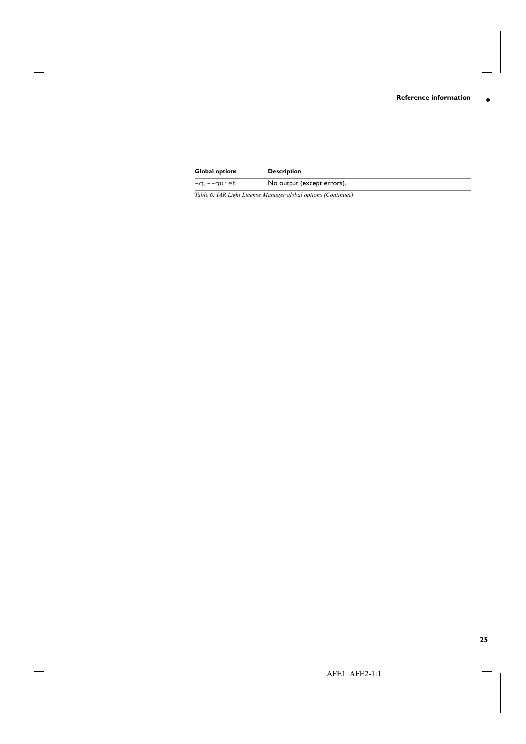| Global options | Description |
| --- | --- |
| -q, --quiet | No output (except errors). |

*Table 6: IAR Light License Manager global options (Continued)*